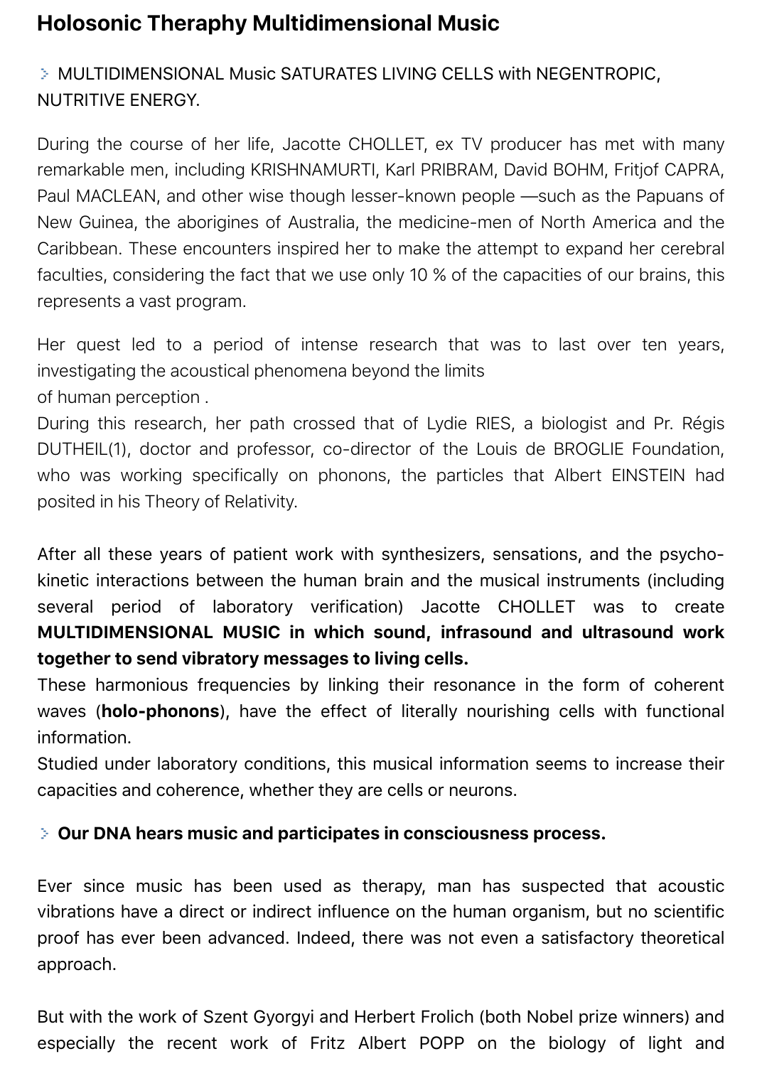# Holosonic Theraphy Multidimensional Music

> MULTIDIMENSIONAL Music SATURATES LIVING CELLS with NEGENTROPIC, NUTRITIVE ENERGY.

During the course of her life, Jacotte CHOLLET, ex TV producer has met with many remarkable men, including KRISHNAMURTI, Karl PRIBRAM, David BOHM, Fritjof CAPRA, Paul MACLEAN, and other wise though lesser-known people —such as the Papuans of New Guinea, the aborigines of Australia, the medicine-men of North America and the Caribbean. These encounters inspired her to make the attempt to expand her cerebral faculties, considering the fact that we use only 10 % of the capacities of our brains, this represents a vast program.

Her quest led to a period of intense research that was to last over ten years, investigating the acoustical phenomena beyond the limits
of human perception .
During this research, her path crossed that of Lydie RIES, a biologist and Pr. Régis DUTHEIL(1), doctor and professor, co-director of the Louis de BROGLIE Foundation, who was working specifically on phonons, the particles that Albert EINSTEIN had posited in his Theory of Relativity.

After all these years of patient work with synthesizers, sensations, and the psycho-kinetic interactions between the human brain and the musical instruments (including several period of laboratory verification) Jacotte CHOLLET was to create **MULTIDIMENSIONAL MUSIC in which sound, infrasound and ultrasound work together to send vibratory messages to living cells.**
These harmonious frequencies by linking their resonance in the form of coherent waves (**holo-phonons**), have the effect of literally nourishing cells with functional information.
Studied under laboratory conditions, this musical information seems to increase their capacities and coherence, whether they are cells or neurons.

> **Our DNA hears music and participates in consciousness process.**

Ever since music has been used as therapy, man has suspected that acoustic vibrations have a direct or indirect influence on the human organism, but no scientific proof has ever been advanced. Indeed, there was not even a satisfactory theoretical approach.

But with the work of Szent Gyorgyi and Herbert Frolich (both Nobel prize winners) and especially the recent work of Fritz Albert POPP on the biology of light and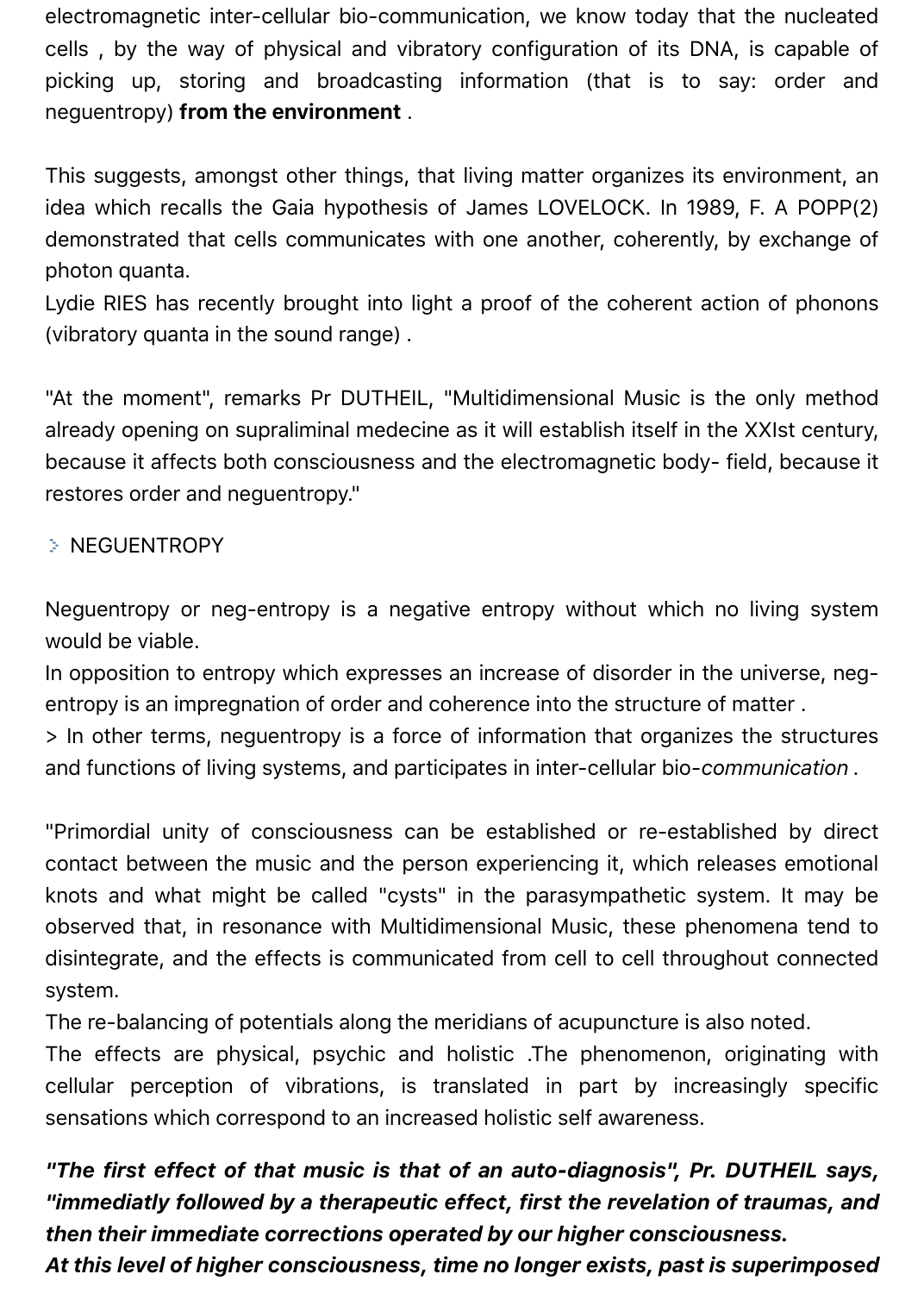electromagnetic inter-cellular bio-communication, we know today that the nucleated cells , by the way of physical and vibratory configuration of its DNA, is capable of picking up, storing and broadcasting information (that is to say: order and neguentropy) **from the environment** .

This suggests, amongst other things, that living matter organizes its environment, an idea which recalls the Gaia hypothesis of James LOVELOCK. In 1989, F. A POPP(2) demonstrated that cells communicates with one another, coherently, by exchange of photon quanta.
Lydie RIES has recently brought into light a proof of the coherent action of phonons (vibratory quanta in the sound range) .

"At the moment", remarks Pr DUTHEIL, "Multidimensional Music is the only method already opening on supraliminal medecine as it will establish itself in the XXIst century, because it affects both consciousness and the electromagnetic body- field, because it restores order and neguentropy."

> NEGUENTROPY

Neguentropy or neg-entropy is a negative entropy without which no living system would be viable.
In opposition to entropy which expresses an increase of disorder in the universe, neg-entropy is an impregnation of order and coherence into the structure of matter .
> In other terms, neguentropy is a force of information that organizes the structures and functions of living systems, and participates in inter-cellular bio-*communication* .

"Primordial unity of consciousness can be established or re-established by direct contact between the music and the person experiencing it, which releases emotional knots and what might be called "cysts" in the parasympathetic system. It may be observed that, in resonance with Multidimensional Music, these phenomena tend to disintegrate, and the effects is communicated from cell to cell throughout connected system.
The re-balancing of potentials along the meridians of acupuncture is also noted.
The effects are physical, psychic and holistic .The phenomenon, originating with cellular perception of vibrations, is translated in part by increasingly specific sensations which correspond to an increased holistic self awareness.

***"The first effect of that music is that of an auto-diagnosis", Pr. DUTHEIL says, "immediatly followed by a therapeutic effect, first the revelation of traumas, and then their immediate corrections operated by our higher consciousness.***
***At this level of higher consciousness, time no longer exists, past is superimposed***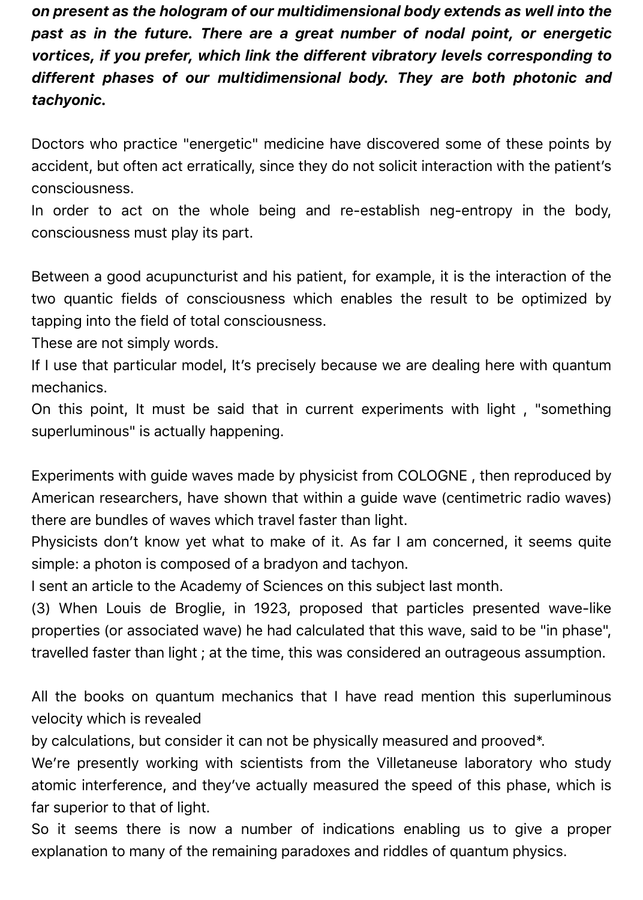***on present as the hologram of our multidimensional body extends as well into the past as in the future. There are a great number of nodal point, or energetic vortices, if you prefer, which link the different vibratory levels corresponding to different phases of our multidimensional body. They are both photonic and tachyonic.***

Doctors who practice "energetic" medicine have discovered some of these points by accident, but often act erratically, since they do not solicit interaction with the patient's consciousness.
In order to act on the whole being and re-establish neg-entropy in the body, consciousness must play its part.

Between a good acupuncturist and his patient, for example, it is the interaction of the two quantic fields of consciousness which enables the result to be optimized by tapping into the field of total consciousness.
These are not simply words.
If I use that particular model, It's precisely because we are dealing here with quantum mechanics.
On this point, It must be said that in current experiments with light , "something superluminous" is actually happening.

Experiments with guide waves made by physicist from COLOGNE , then reproduced by American researchers, have shown that within a guide wave (centimetric radio waves) there are bundles of waves which travel faster than light.
Physicists don't know yet what to make of it. As far I am concerned, it seems quite simple: a photon is composed of a bradyon and tachyon.
I sent an article to the Academy of Sciences on this subject last month.
(3) When Louis de Broglie, in 1923, proposed that particles presented wave-like properties (or associated wave) he had calculated that this wave, said to be "in phase", travelled faster than light ; at the time, this was considered an outrageous assumption.

All the books on quantum mechanics that I have read mention this superluminous velocity which is revealed
by calculations, but consider it can not be physically measured and prooved*.
We're presently working with scientists from the Villetaneuse laboratory who study atomic interference, and they've actually measured the speed of this phase, which is far superior to that of light.
So it seems there is now a number of indications enabling us to give a proper explanation to many of the remaining paradoxes and riddles of quantum physics.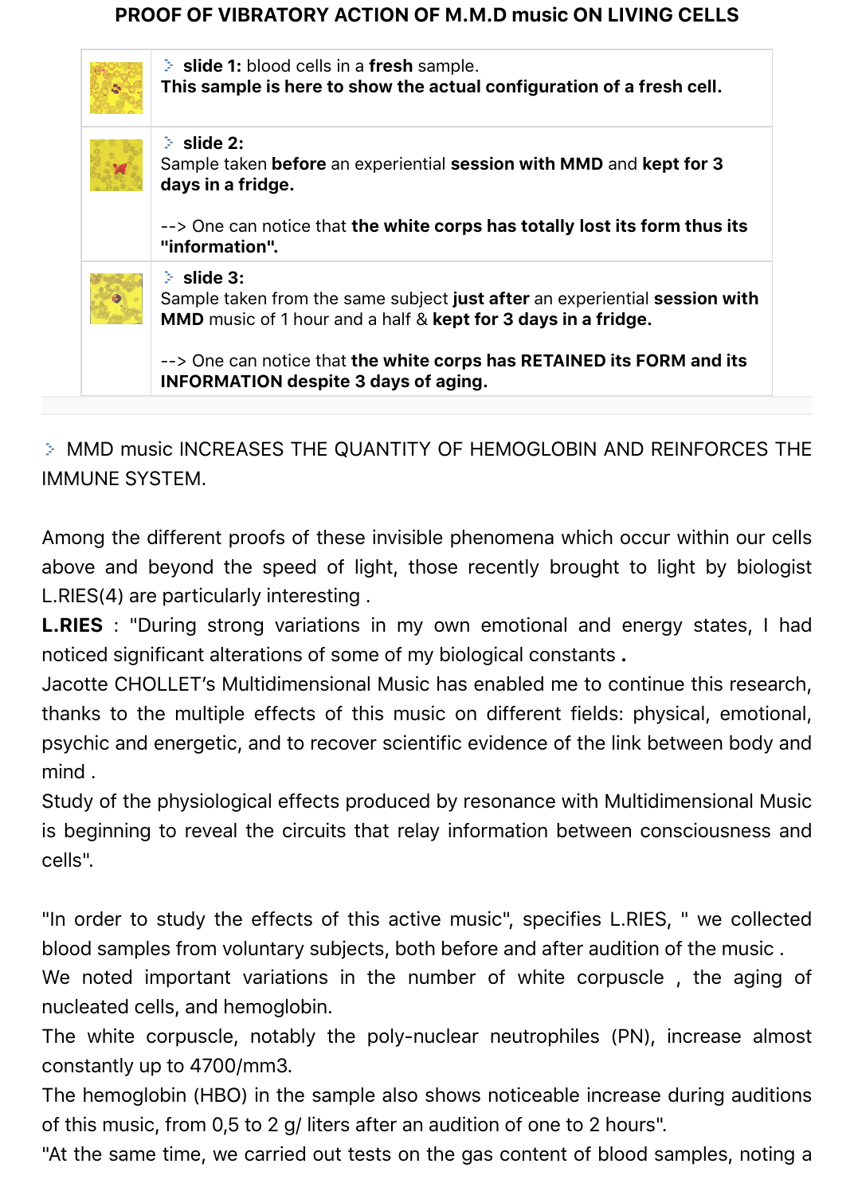## PROOF OF VIBRATORY ACTION OF M.M.D music ON LIVING CELLS

| | |
|---|---|
| | **slide 1:** blood cells in a **fresh** sample.<br>**This sample is here to show the actual configuration of a fresh cell.** |
| | **slide 2:**<br>Sample taken **before** an experiential **session with MMD** and **kept for 3 days in a fridge.**<br><br>--> One can notice that **the white corps has totally lost its form thus its "information".** |
| | **slide 3:**<br>Sample taken from the same subject **just after** an experiential **session with MMD** music of 1 hour and a half & **kept for 3 days in a fridge.**<br><br>--> One can notice that **the white corps has RETAINED its FORM and its INFORMATION despite 3 days of aging.** |

MMD music INCREASES THE QUANTITY OF HEMOGLOBIN AND REINFORCES THE IMMUNE SYSTEM.

Among the different proofs of these invisible phenomena which occur within our cells above and beyond the speed of light, those recently brought to light by biologist L.RIES(4) are particularly interesting .

**L.RIES** : "During strong variations in my own emotional and energy states, I had noticed significant alterations of some of my biological constants **.**

Jacotte CHOLLET's Multidimensional Music has enabled me to continue this research, thanks to the multiple effects of this music on different fields: physical, emotional, psychic and energetic, and to recover scientific evidence of the link between body and mind .

Study of the physiological effects produced by resonance with Multidimensional Music is beginning to reveal the circuits that relay information between consciousness and cells".

"In order to study the effects of this active music", specifies L.RIES, " we collected blood samples from voluntary subjects, both before and after audition of the music .

We noted important variations in the number of white corpuscle , the aging of nucleated cells, and hemoglobin.

The white corpuscle, notably the poly-nuclear neutrophiles (PN), increase almost constantly up to 4700/mm3.

The hemoglobin (HBO) in the sample also shows noticeable increase during auditions of this music, from 0,5 to 2 g/ liters after an audition of one to 2 hours".

"At the same time, we carried out tests on the gas content of blood samples, noting a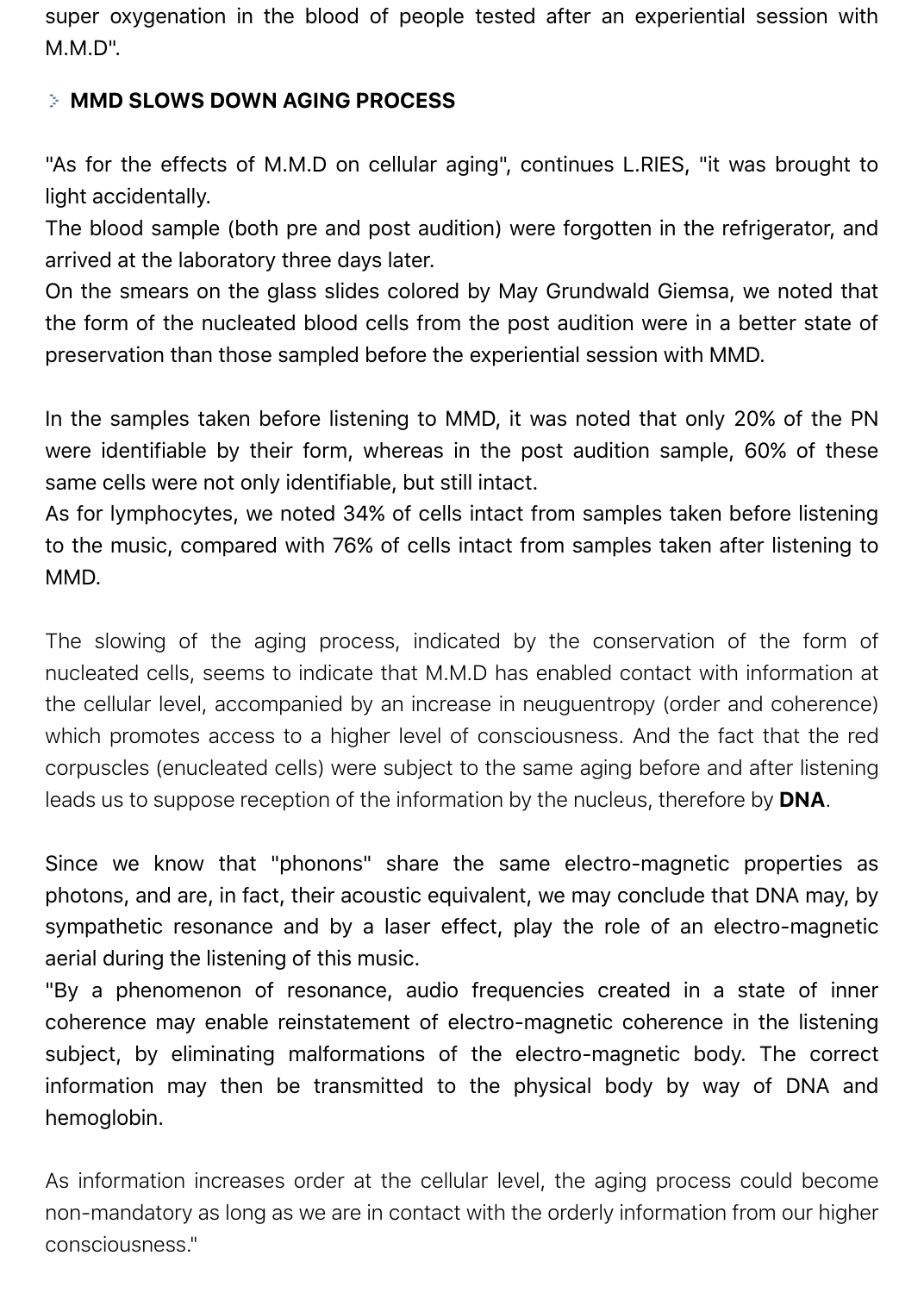super oxygenation in the blood of people tested after an experiential session with M.M.D".

### MMD SLOWS DOWN AGING PROCESS

"As for the effects of M.M.D on cellular aging", continues L.RIES, "it was brought to light accidentally.
The blood sample (both pre and post audition) were forgotten in the refrigerator, and arrived at the laboratory three days later.
On the smears on the glass slides colored by May Grundwald Giemsa, we noted that the form of the nucleated blood cells from the post audition were in a better state of preservation than those sampled before the experiential session with MMD.

In the samples taken before listening to MMD, it was noted that only 20% of the PN were identifiable by their form, whereas in the post audition sample, 60% of these same cells were not only identifiable, but still intact.
As for lymphocytes, we noted 34% of cells intact from samples taken before listening to the music, compared with 76% of cells intact from samples taken after listening to MMD.

The slowing of the aging process, indicated by the conservation of the form of nucleated cells, seems to indicate that M.M.D has enabled contact with information at the cellular level, accompanied by an increase in neuguentropy (order and coherence) which promotes access to a higher level of consciousness. And the fact that the red corpuscles (enucleated cells) were subject to the same aging before and after listening leads us to suppose reception of the information by the nucleus, therefore by **DNA**.

Since we know that "phonons" share the same electro-magnetic properties as photons, and are, in fact, their acoustic equivalent, we may conclude that DNA may, by sympathetic resonance and by a laser effect, play the role of an electro-magnetic aerial during the listening of this music.
"By a phenomenon of resonance, audio frequencies created in a state of inner coherence may enable reinstatement of electro-magnetic coherence in the listening subject, by eliminating malformations of the electro-magnetic body. The correct information may then be transmitted to the physical body by way of DNA and hemoglobin.

As information increases order at the cellular level, the aging process could become non-mandatory as long as we are in contact with the orderly information from our higher consciousness."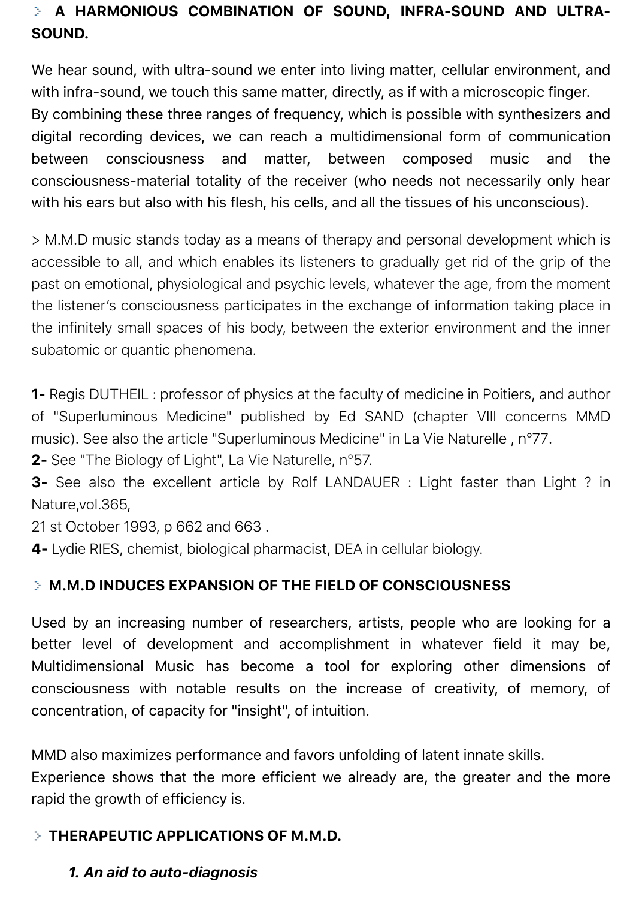## A HARMONIOUS COMBINATION OF SOUND, INFRA-SOUND AND ULTRA-SOUND.

We hear sound, with ultra-sound we enter into living matter, cellular environment, and with infra-sound, we touch this same matter, directly, as if with a microscopic finger.
By combining these three ranges of frequency, which is possible with synthesizers and digital recording devices, we can reach a multidimensional form of communication between consciousness and matter, between composed music and the consciousness-material totality of the receiver (who needs not necessarily only hear with his ears but also with his flesh, his cells, and all the tissues of his unconscious).

> M.M.D music stands today as a means of therapy and personal development which is accessible to all, and which enables its listeners to gradually get rid of the grip of the past on emotional, physiological and psychic levels, whatever the age, from the moment the listener's consciousness participates in the exchange of information taking place in the infinitely small spaces of his body, between the exterior environment and the inner subatomic or quantic phenomena.

**1-** Regis DUTHEIL : professor of physics at the faculty of medicine in Poitiers, and author of "Superluminous Medicine" published by Ed SAND (chapter VIII concerns MMD music). See also the article "Superluminous Medicine" in La Vie Naturelle , n°77.
**2-** See "The Biology of Light", La Vie Naturelle, n°57.
**3-** See also the excellent article by Rolf LANDAUER : Light faster than Light ? in Nature,vol.365,
21 st October 1993, p 662 and 663 .
**4-** Lydie RIES, chemist, biological pharmacist, DEA in cellular biology.

## M.M.D INDUCES EXPANSION OF THE FIELD OF CONSCIOUSNESS

Used by an increasing number of researchers, artists, people who are looking for a better level of development and accomplishment in whatever field it may be, Multidimensional Music has become a tool for exploring other dimensions of consciousness with notable results on the increase of creativity, of memory, of concentration, of capacity for "insight", of intuition.

MMD also maximizes performance and favors unfolding of latent innate skills.
Experience shows that the more efficient we already are, the greater and the more rapid the growth of efficiency is.

## THERAPEUTIC APPLICATIONS OF M.M.D.

### *1. An aid to auto-diagnosis*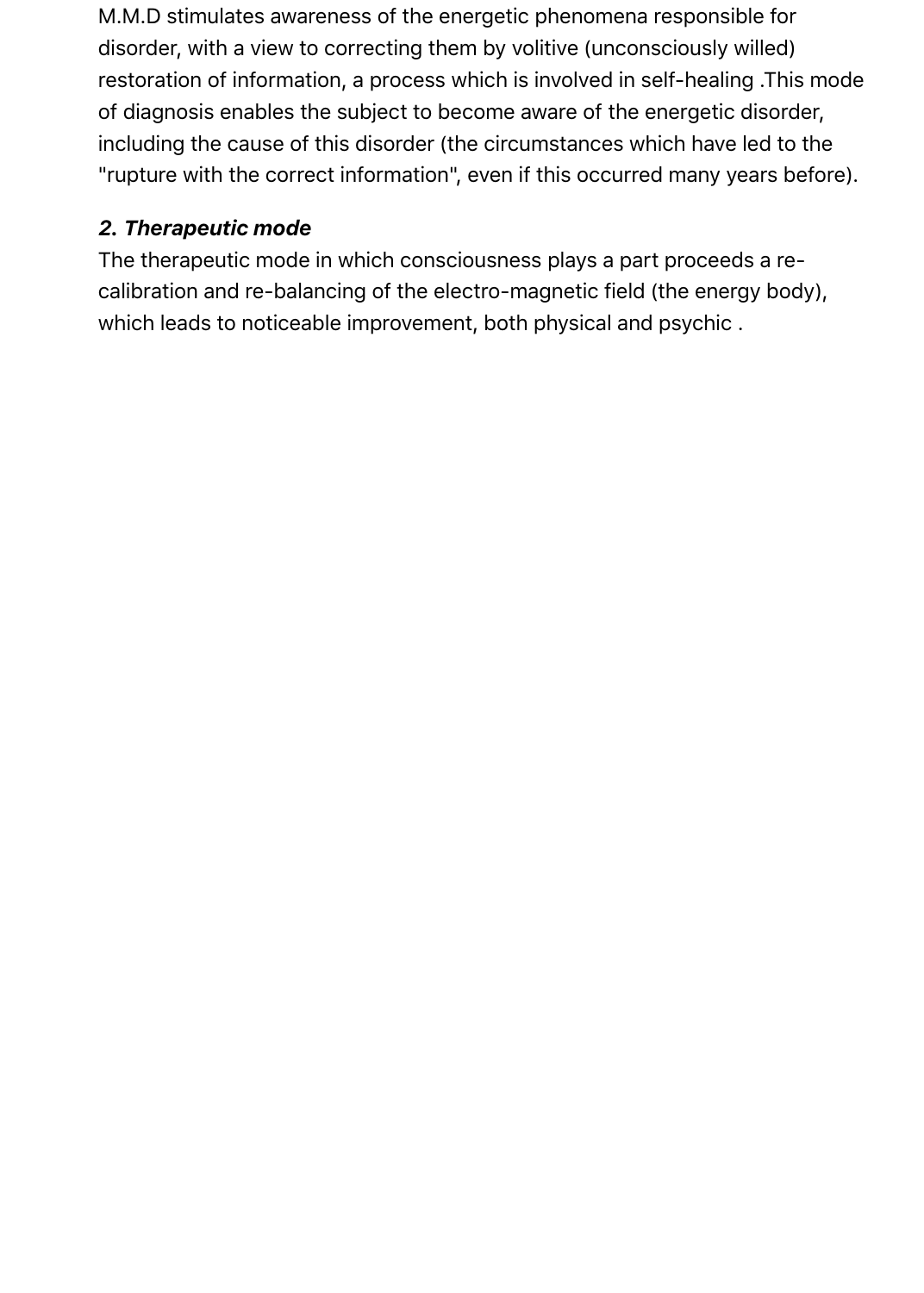M.M.D stimulates awareness of the energetic phenomena responsible for disorder, with a view to correcting them by volitive (unconsciously willed) restoration of information, a process which is involved in self-healing .This mode of diagnosis enables the subject to become aware of the energetic disorder, including the cause of this disorder (the circumstances which have led to the "rupture with the correct information", even if this occurred many years before).

***2. Therapeutic mode***

The therapeutic mode in which consciousness plays a part proceeds a re-calibration and re-balancing of the electro-magnetic field (the energy body), which leads to noticeable improvement, both physical and psychic .